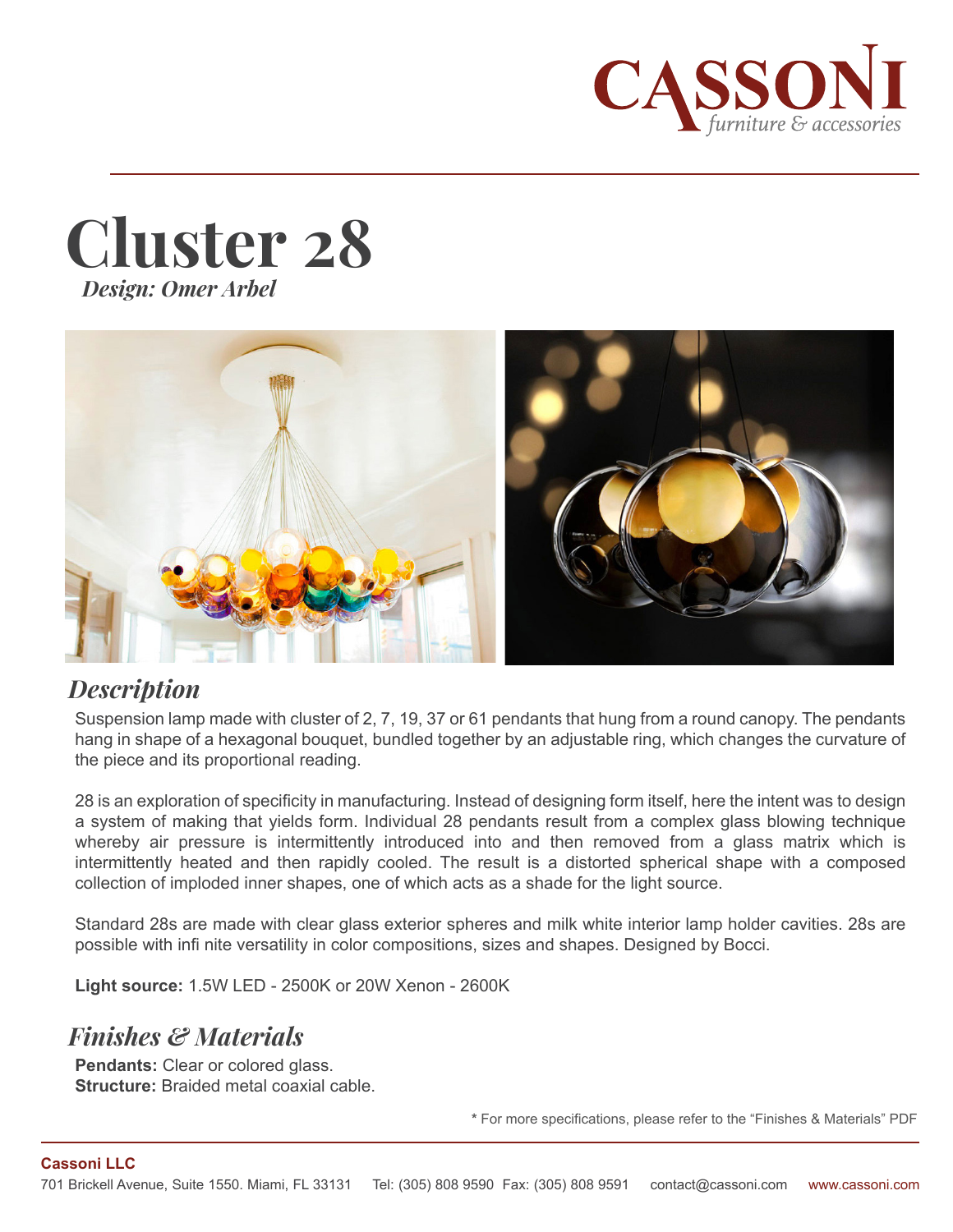CASSONI
*furniture & accessories*

# Cluster 28

***Design: Omer Arbel***

## *Description*

Suspension lamp made with cluster of 2, 7, 19, 37 or 61 pendants that hung from a round canopy. The pendants hang in shape of a hexagonal bouquet, bundled together by an adjustable ring, which changes the curvature of the piece and its proportional reading.

28 is an exploration of specificity in manufacturing. Instead of designing form itself, here the intent was to design a system of making that yields form. Individual 28 pendants result from a complex glass blowing technique whereby air pressure is intermittently introduced into and then removed from a glass matrix which is intermittently heated and then rapidly cooled. The result is a distorted spherical shape with a composed collection of imploded inner shapes, one of which acts as a shade for the light source.

Standard 28s are made with clear glass exterior spheres and milk white interior lamp holder cavities. 28s are possible with infi nite versatility in color compositions, sizes and shapes. Designed by Bocci.

**Light source:** 1.5W LED - 2500K or 20W Xenon - 2600K

## *Finishes & Materials*

**Pendants:** Clear or colored glass.
**Structure:** Braided metal coaxial cable.

\* For more specifications, please refer to the "Finishes & Materials" PDF

**Cassoni LLC**
701 Brickell Avenue, Suite 1550. Miami, FL 33131 Tel: (305) 808 9590 Fax: (305) 808 9591 contact@cassoni.com www.cassoni.com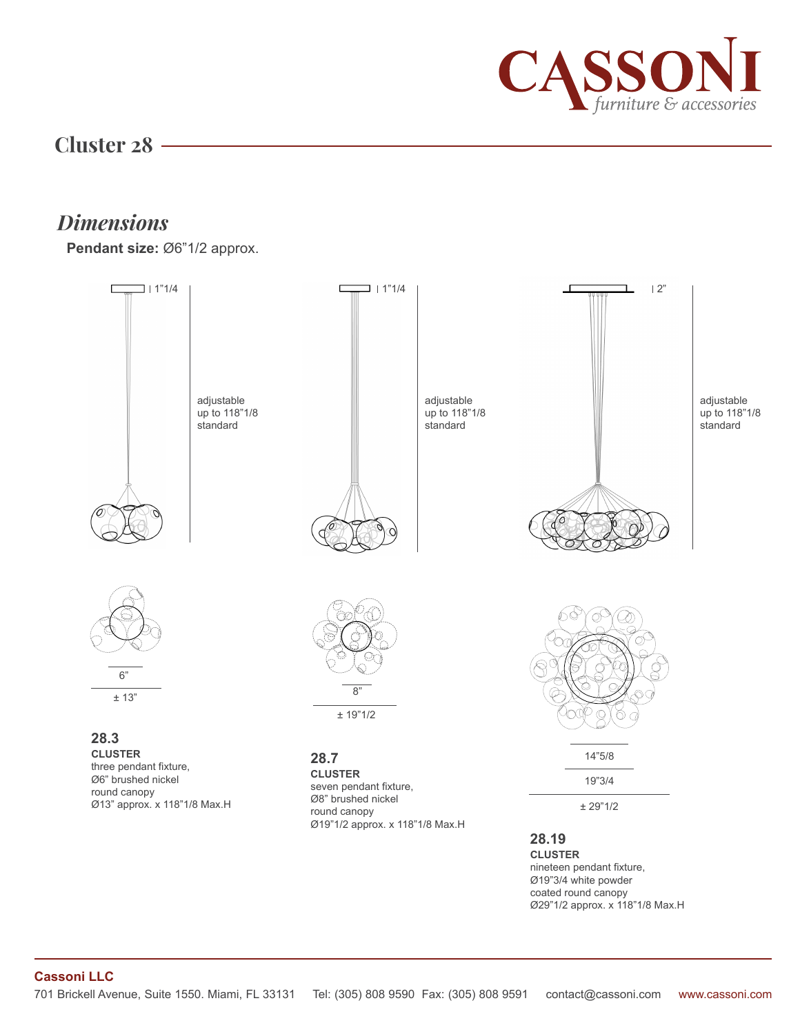# Cluster 28

## *Dimensions*

**Pendant size:** Ø6"1/2 approx.

1"1/4

adjustable
up to 118"1/8
standard

6"

± 13"

**28.3**
**CLUSTER**
three pendant fixture,
Ø6" brushed nickel
round canopy
Ø13" approx. x 118"1/8 Max.H

1"1/4

adjustable
up to 118"1/8
standard

8"

± 19"1/2

**28.7**
**CLUSTER**
seven pendant fixture,
Ø8" brushed nickel
round canopy
Ø19"1/2 approx. x 118"1/8 Max.H

2"

adjustable
up to 118"1/8
standard

14"5/8

19"3/4

± 29"1/2

**28.19**
**CLUSTER**
nineteen pendant fixture,
Ø19"3/4 white powder
coated round canopy
Ø29"1/2 approx. x 118"1/8 Max.H

**Cassoni LLC**
701 Brickell Avenue, Suite 1550. Miami, FL 33131 Tel: (305) 808 9590 Fax: (305) 808 9591 contact@cassoni.com www.cassoni.com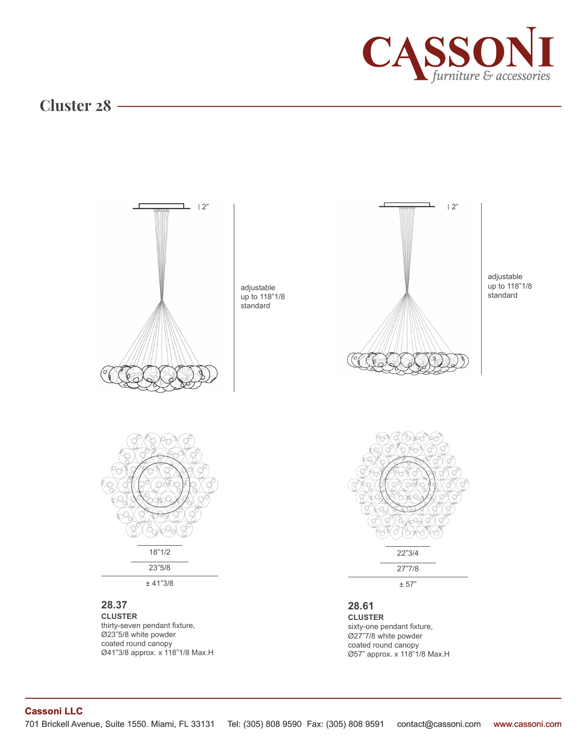CASSONI
*furniture & accessories*

# Cluster 28

2”

adjustable
up to 118”1/8
standard

2”

adjustable
up to 118”1/8
standard

18”1/2

23”5/8

± 41”3/8

22”3/4

27”7/8

± 57”

**28.37**
**CLUSTER**
thirty-seven pendant fixture,
Ø23”5/8 white powder
coated round canopy
Ø41”3/8 approx. x 118”1/8 Max.H

**28.61**
**CLUSTER**
sixty-one pendant fixture,
Ø27”7/8 white powder
coated round canopy
Ø57” approx. x 118”1/8 Max.H

**Cassoni LLC**
701 Brickell Avenue, Suite 1550. Miami, FL 33131 Tel: (305) 808 9590 Fax: (305) 808 9591 contact@cassoni.com www.cassoni.com